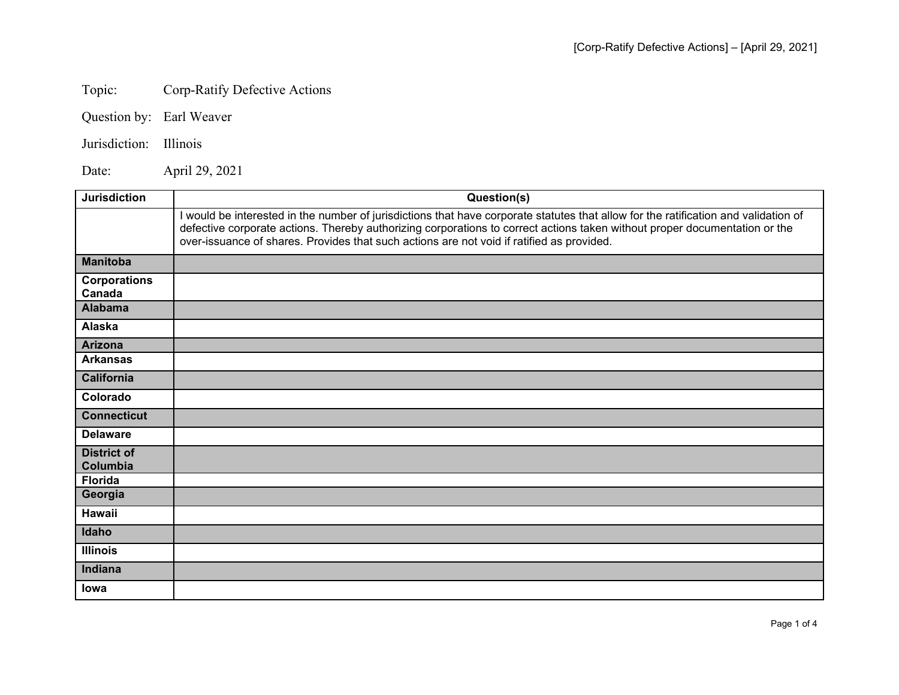Topic: Corp-Ratify Defective Actions

Question by: Earl Weaver

Jurisdiction: Illinois

Date: April 29, 2021

| Jurisdiction | Question(s) |
| --- | --- |
| | I would be interested in the number of jurisdictions that have corporate statutes that allow for the ratification and validation of defective corporate actions. Thereby authorizing corporations to correct actions taken without proper documentation or the over-issuance of shares. Provides that such actions are not void if ratified as provided. |
| **Manitoba** | |
| **Corporations Canada** | |
| **Alabama** | |
| **Alaska** | |
| **Arizona** | |
| **Arkansas** | |
| **California** | |
| **Colorado** | |
| **Connecticut** | |
| **Delaware** | |
| **District of Columbia** | |
| **Florida** | |
| **Georgia** | |
| **Hawaii** | |
| **Idaho** | |
| **Illinois** | |
| **Indiana** | |
| **Iowa** | |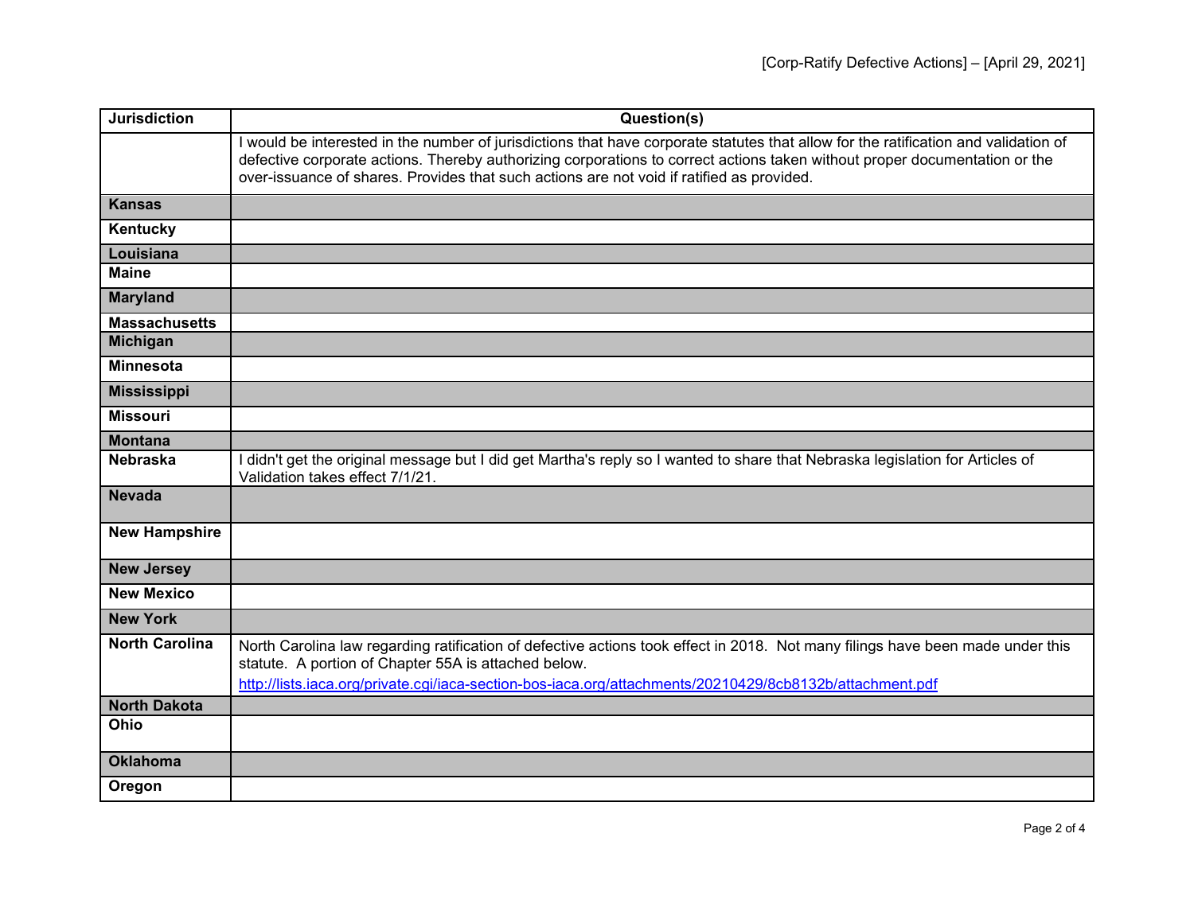| Jurisdiction | Question(s) |
|---|---|
| | I would be interested in the number of jurisdictions that have corporate statutes that allow for the ratification and validation of defective corporate actions. Thereby authorizing corporations to correct actions taken without proper documentation or the over-issuance of shares. Provides that such actions are not void if ratified as provided. |
| **Kansas** | |
| **Kentucky** | |
| **Louisiana** | |
| **Maine** | |
| **Maryland** | |
| **Massachusetts** | |
| **Michigan** | |
| **Minnesota** | |
| **Mississippi** | |
| **Missouri** | |
| **Montana** | |
| **Nebraska** | I didn't get the original message but I did get Martha's reply so I wanted to share that Nebraska legislation for Articles of Validation takes effect 7/1/21. |
| **Nevada** | |
| **New Hampshire** | |
| **New Jersey** | |
| **New Mexico** | |
| **New York** | |
| **North Carolina** | North Carolina law regarding ratification of defective actions took effect in 2018. Not many filings have been made under this statute. A portion of Chapter 55A is attached below. http://lists.iaca.org/private.cgi/iaca-section-bos-iaca.org/attachments/20210429/8cb8132b/attachment.pdf |
| **North Dakota** | |
| **Ohio** | |
| **Oklahoma** | |
| **Oregon** | |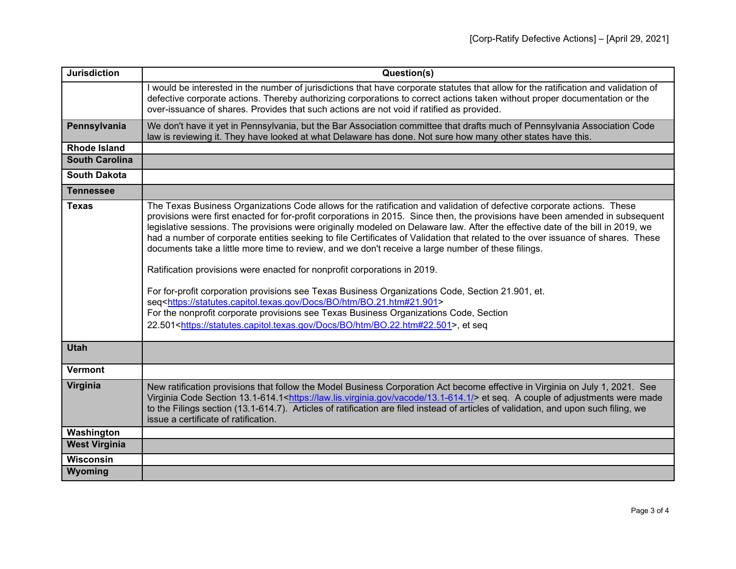| Jurisdiction | Question(s) |
|---|---|
| | I would be interested in the number of jurisdictions that have corporate statutes that allow for the ratification and validation of defective corporate actions. Thereby authorizing corporations to correct actions taken without proper documentation or the over-issuance of shares. Provides that such actions are not void if ratified as provided. |
| **Pennsylvania** | We don't have it yet in Pennsylvania, but the Bar Association committee that drafts much of Pennsylvania Association Code law is reviewing it. They have looked at what Delaware has done. Not sure how many other states have this. |
| **Rhode Island** | |
| **South Carolina** | |
| **South Dakota** | |
| **Tennessee** | |
| **Texas** | The Texas Business Organizations Code allows for the ratification and validation of defective corporate actions. These provisions were first enacted for for-profit corporations in 2015. Since then, the provisions have been amended in subsequent legislative sessions. The provisions were originally modeled on Delaware law. After the effective date of the bill in 2019, we had a number of corporate entities seeking to file Certificates of Validation that related to the over issuance of shares. These documents take a little more time to review, and we don't receive a large number of these filings.<br><br>Ratification provisions were enacted for nonprofit corporations in 2019.<br><br>For for-profit corporation provisions see Texas Business Organizations Code, Section 21.901, et. seq<https://statutes.capitol.texas.gov/Docs/BO/htm/BO.21.htm#21.901><br>For the nonprofit corporate provisions see Texas Business Organizations Code, Section 22.501<https://statutes.capitol.texas.gov/Docs/BO/htm/BO.22.htm#22.501>, et seq |
| **Utah** | |
| **Vermont** | |
| **Virginia** | New ratification provisions that follow the Model Business Corporation Act become effective in Virginia on July 1, 2021. See Virginia Code Section 13.1-614.1<https://law.lis.virginia.gov/vacode/13.1-614.1/> et seq. A couple of adjustments were made to the Filings section (13.1-614.7). Articles of ratification are filed instead of articles of validation, and upon such filing, we issue a certificate of ratification. |
| **Washington** | |
| **West Virginia** | |
| **Wisconsin** | |
| **Wyoming** | |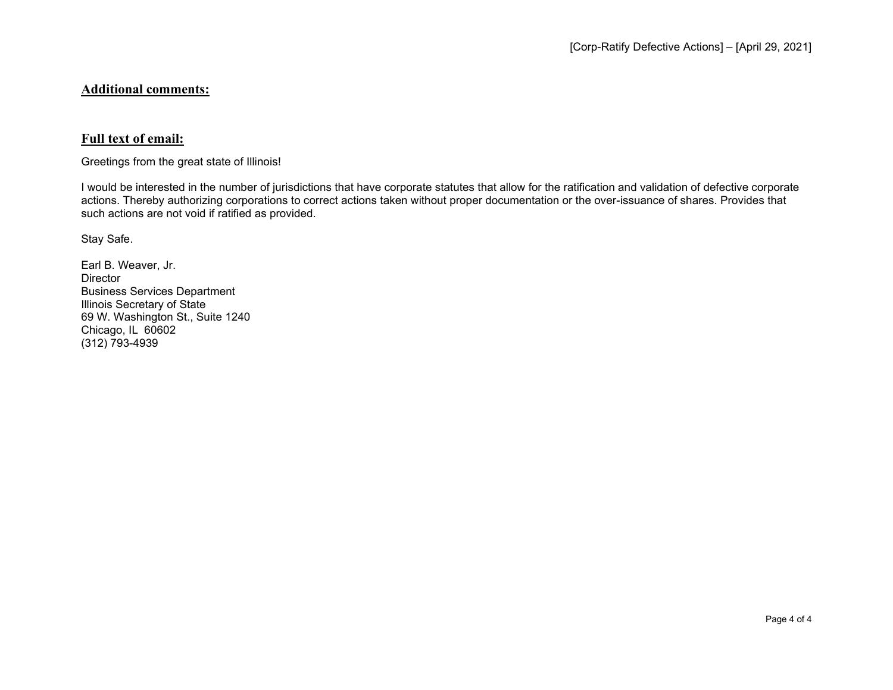## Additional comments:

## Full text of email:

Greetings from the great state of Illinois!

I would be interested in the number of jurisdictions that have corporate statutes that allow for the ratification and validation of defective corporate actions. Thereby authorizing corporations to correct actions taken without proper documentation or the over-issuance of shares. Provides that such actions are not void if ratified as provided.

Stay Safe.

Earl B. Weaver, Jr.
Director
Business Services Department
Illinois Secretary of State
69 W. Washington St., Suite 1240
Chicago, IL 60602
(312) 793-4939